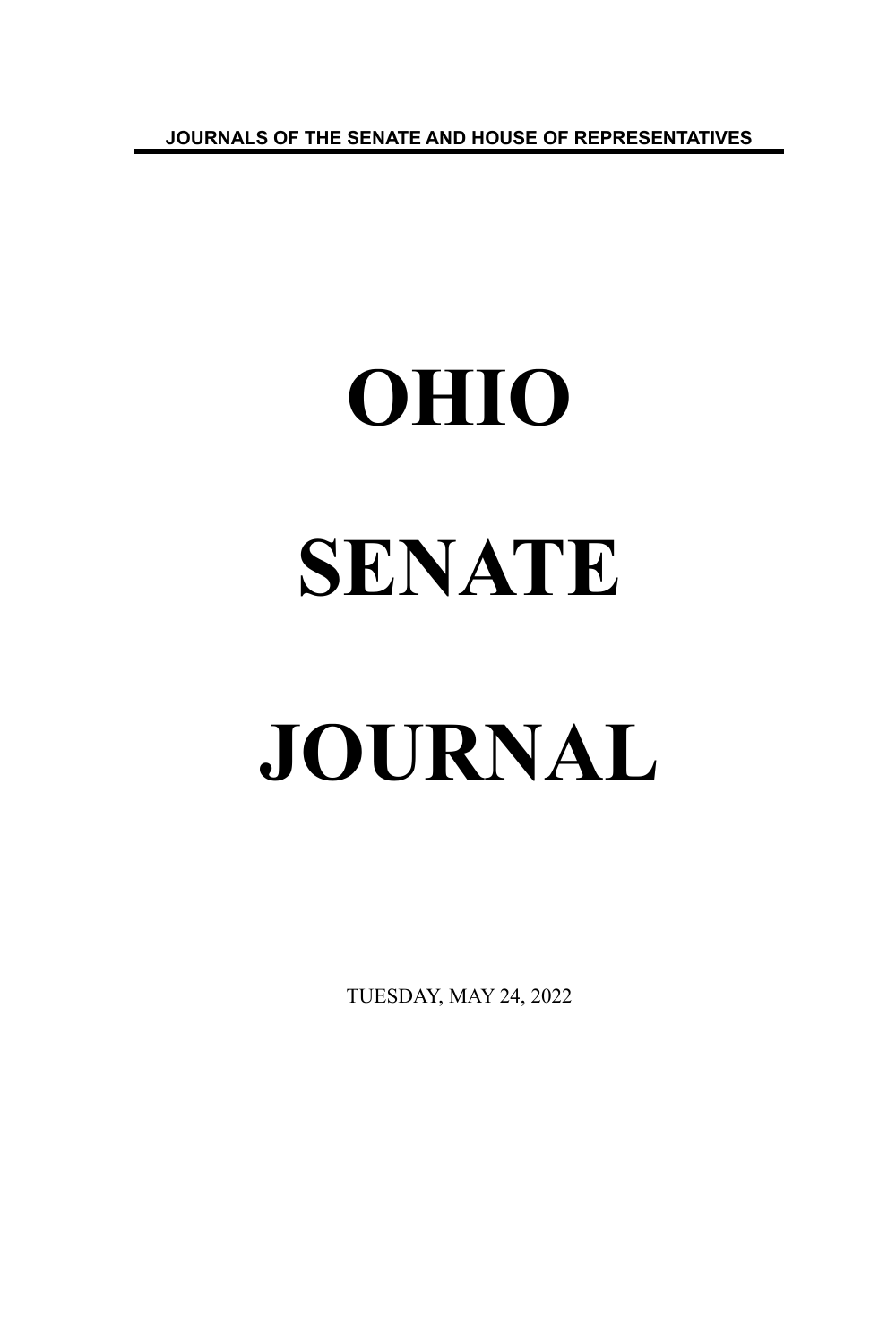JOURNALS OF THE SENATE AND HOUSE OF REPRESENTATIVES

# OHIO

# SENATE

# JOURNAL

TUESDAY, MAY 24, 2022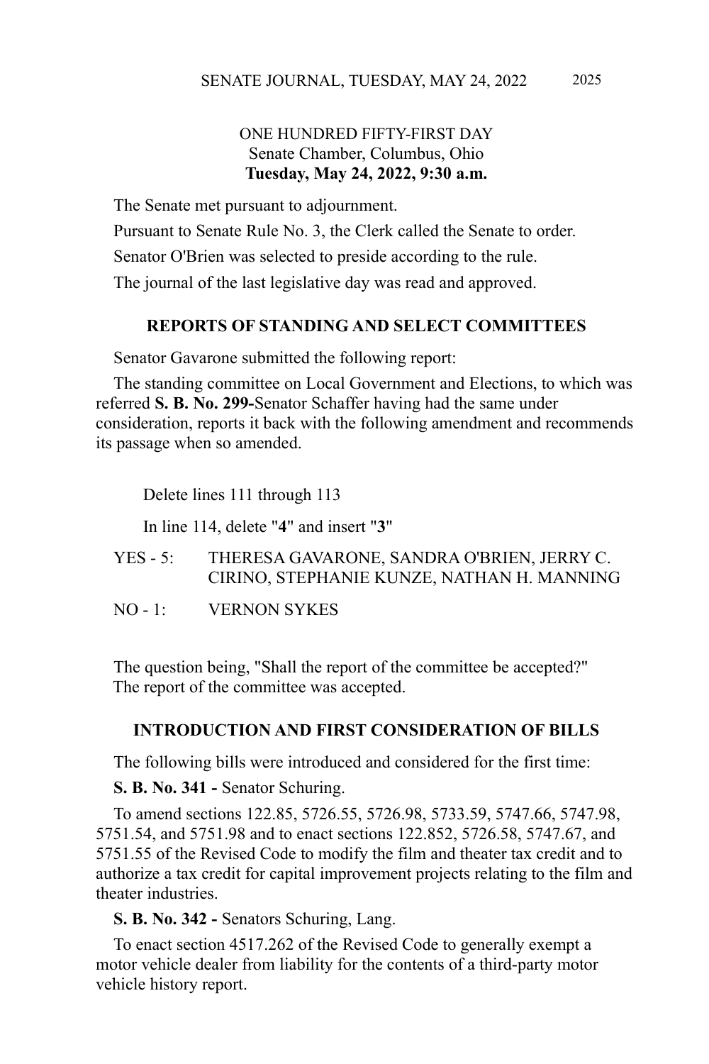ONE HUNDRED FIFTY-FIRST DAY
Senate Chamber, Columbus, Ohio
**Tuesday, May 24, 2022, 9:30 a.m.**

The Senate met pursuant to adjournment.

Pursuant to Senate Rule No. 3, the Clerk called the Senate to order.

Senator O'Brien was selected to preside according to the rule.

The journal of the last legislative day was read and approved.

## REPORTS OF STANDING AND SELECT COMMITTEES

Senator Gavarone submitted the following report:

The standing committee on Local Government and Elections, to which was referred **S. B. No. 299-**Senator Schaffer having had the same under consideration, reports it back with the following amendment and recommends its passage when so amended.

Delete lines 111 through 113

In line 114, delete "**4**" and insert "**3**"

YES - 5: THERESA GAVARONE, SANDRA O'BRIEN, JERRY C. CIRINO, STEPHANIE KUNZE, NATHAN H. MANNING

NO - 1: VERNON SYKES

The question being, "Shall the report of the committee be accepted?"
The report of the committee was accepted.

## INTRODUCTION AND FIRST CONSIDERATION OF BILLS

The following bills were introduced and considered for the first time:

**S. B. No. 341 -** Senator Schuring.

To amend sections 122.85, 5726.55, 5726.98, 5733.59, 5747.66, 5747.98, 5751.54, and 5751.98 and to enact sections 122.852, 5726.58, 5747.67, and 5751.55 of the Revised Code to modify the film and theater tax credit and to authorize a tax credit for capital improvement projects relating to the film and theater industries.

**S. B. No. 342 -** Senators Schuring, Lang.

To enact section 4517.262 of the Revised Code to generally exempt a motor vehicle dealer from liability for the contents of a third-party motor vehicle history report.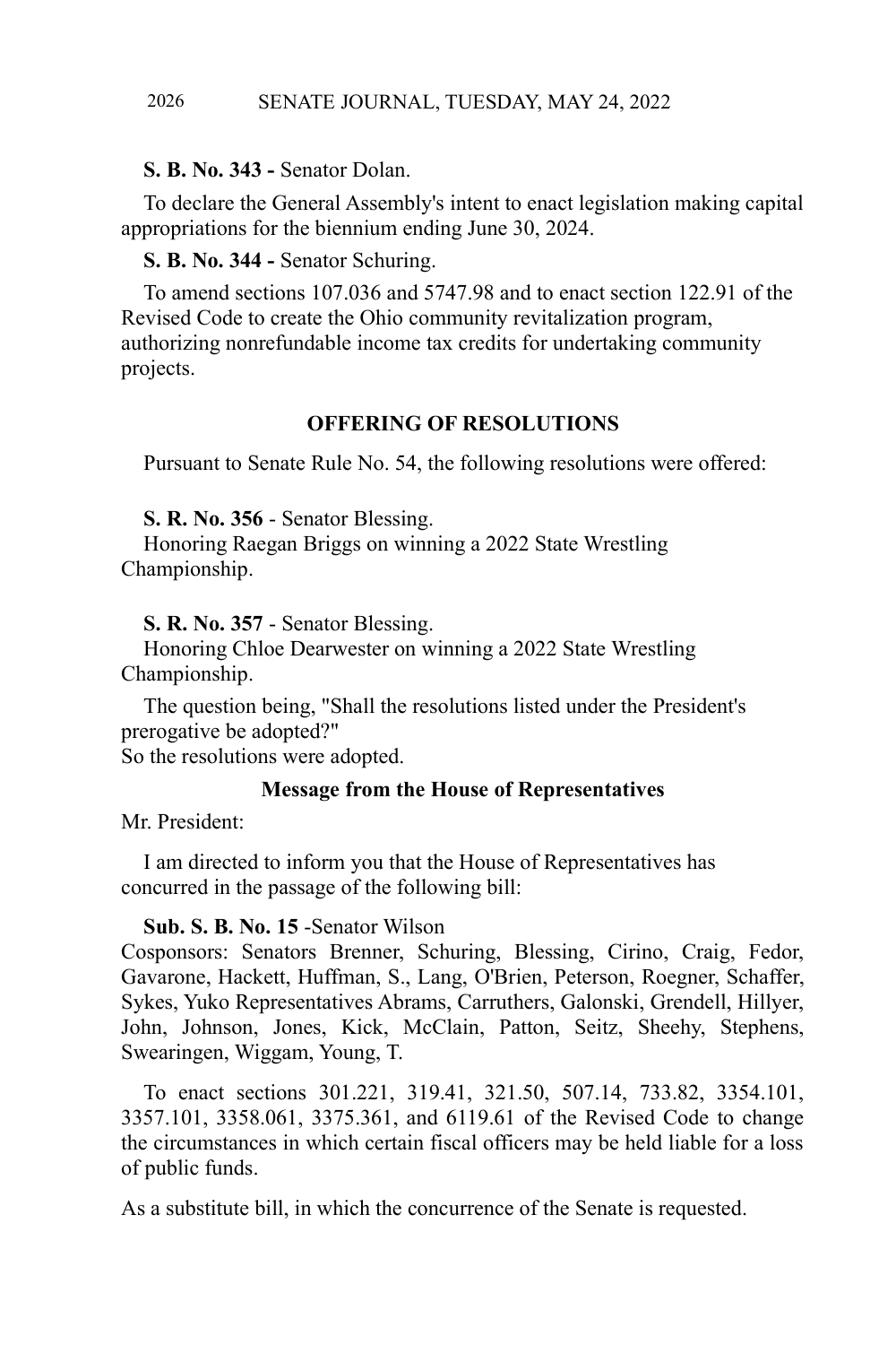**S. B. No. 343 -** Senator Dolan.

To declare the General Assembly's intent to enact legislation making capital appropriations for the biennium ending June 30, 2024.

**S. B. No. 344 -** Senator Schuring.

To amend sections 107.036 and 5747.98 and to enact section 122.91 of the Revised Code to create the Ohio community revitalization program, authorizing nonrefundable income tax credits for undertaking community projects.

## OFFERING OF RESOLUTIONS

Pursuant to Senate Rule No. 54, the following resolutions were offered:

**S. R. No. 356** - Senator Blessing.
Honoring Raegan Briggs on winning a 2022 State Wrestling Championship.

**S. R. No. 357** - Senator Blessing.
Honoring Chloe Dearwester on winning a 2022 State Wrestling Championship.

The question being, "Shall the resolutions listed under the President's prerogative be adopted?"
So the resolutions were adopted.

### Message from the House of Representatives

Mr. President:

I am directed to inform you that the House of Representatives has concurred in the passage of the following bill:

**Sub. S. B. No. 15** -Senator Wilson
Cosponsors: Senators Brenner, Schuring, Blessing, Cirino, Craig, Fedor, Gavarone, Hackett, Huffman, S., Lang, O'Brien, Peterson, Roegner, Schaffer, Sykes, Yuko Representatives Abrams, Carruthers, Galonski, Grendell, Hillyer, John, Johnson, Jones, Kick, McClain, Patton, Seitz, Sheehy, Stephens, Swearingen, Wiggam, Young, T.

To enact sections 301.221, 319.41, 321.50, 507.14, 733.82, 3354.101, 3357.101, 3358.061, 3375.361, and 6119.61 of the Revised Code to change the circumstances in which certain fiscal officers may be held liable for a loss of public funds.

As a substitute bill, in which the concurrence of the Senate is requested.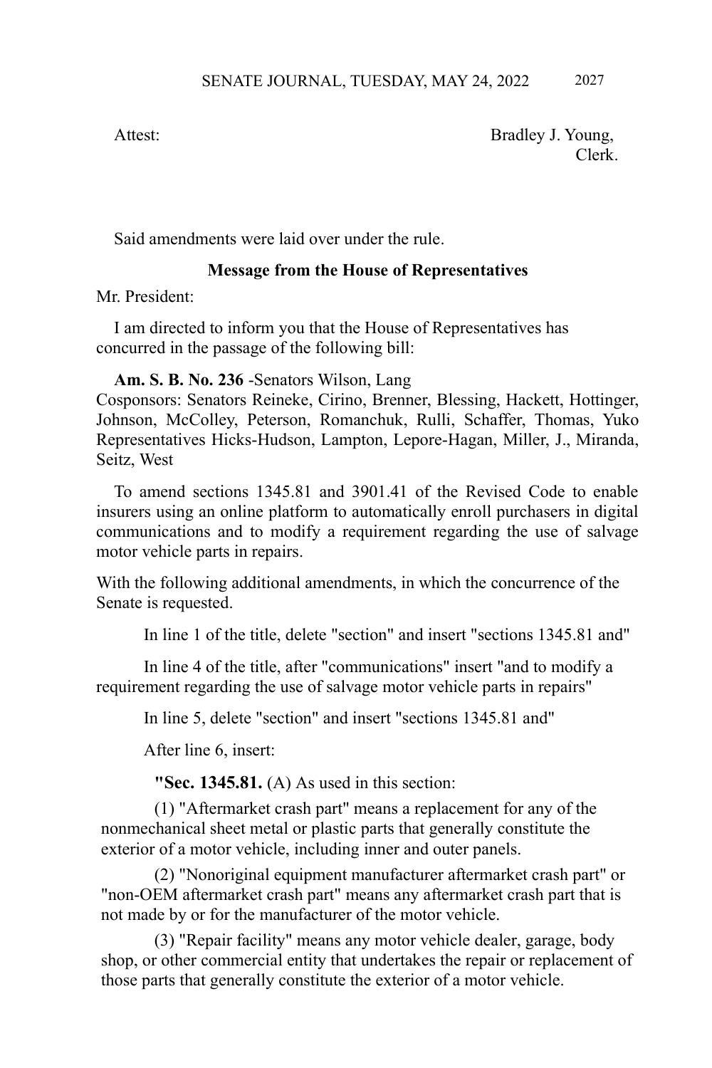Attest: Bradley J. Young,
Clerk.

Said amendments were laid over under the rule.

**Message from the House of Representatives**

Mr. President:

I am directed to inform you that the House of Representatives has concurred in the passage of the following bill:

**Am. S. B. No. 236** -Senators Wilson, Lang
Cosponsors: Senators Reineke, Cirino, Brenner, Blessing, Hackett, Hottinger, Johnson, McColley, Peterson, Romanchuk, Rulli, Schaffer, Thomas, Yuko Representatives Hicks-Hudson, Lampton, Lepore-Hagan, Miller, J., Miranda, Seitz, West

To amend sections 1345.81 and 3901.41 of the Revised Code to enable insurers using an online platform to automatically enroll purchasers in digital communications and to modify a requirement regarding the use of salvage motor vehicle parts in repairs.

With the following additional amendments, in which the concurrence of the Senate is requested.

In line 1 of the title, delete "section" and insert "sections 1345.81 and"

In line 4 of the title, after "communications" insert "and to modify a requirement regarding the use of salvage motor vehicle parts in repairs"

In line 5, delete "section" and insert "sections 1345.81 and"

After line 6, insert:

**"Sec. 1345.81.** (A) As used in this section:

(1) "Aftermarket crash part" means a replacement for any of the nonmechanical sheet metal or plastic parts that generally constitute the exterior of a motor vehicle, including inner and outer panels.

(2) "Nonoriginal equipment manufacturer aftermarket crash part" or "non-OEM aftermarket crash part" means any aftermarket crash part that is not made by or for the manufacturer of the motor vehicle.

(3) "Repair facility" means any motor vehicle dealer, garage, body shop, or other commercial entity that undertakes the repair or replacement of those parts that generally constitute the exterior of a motor vehicle.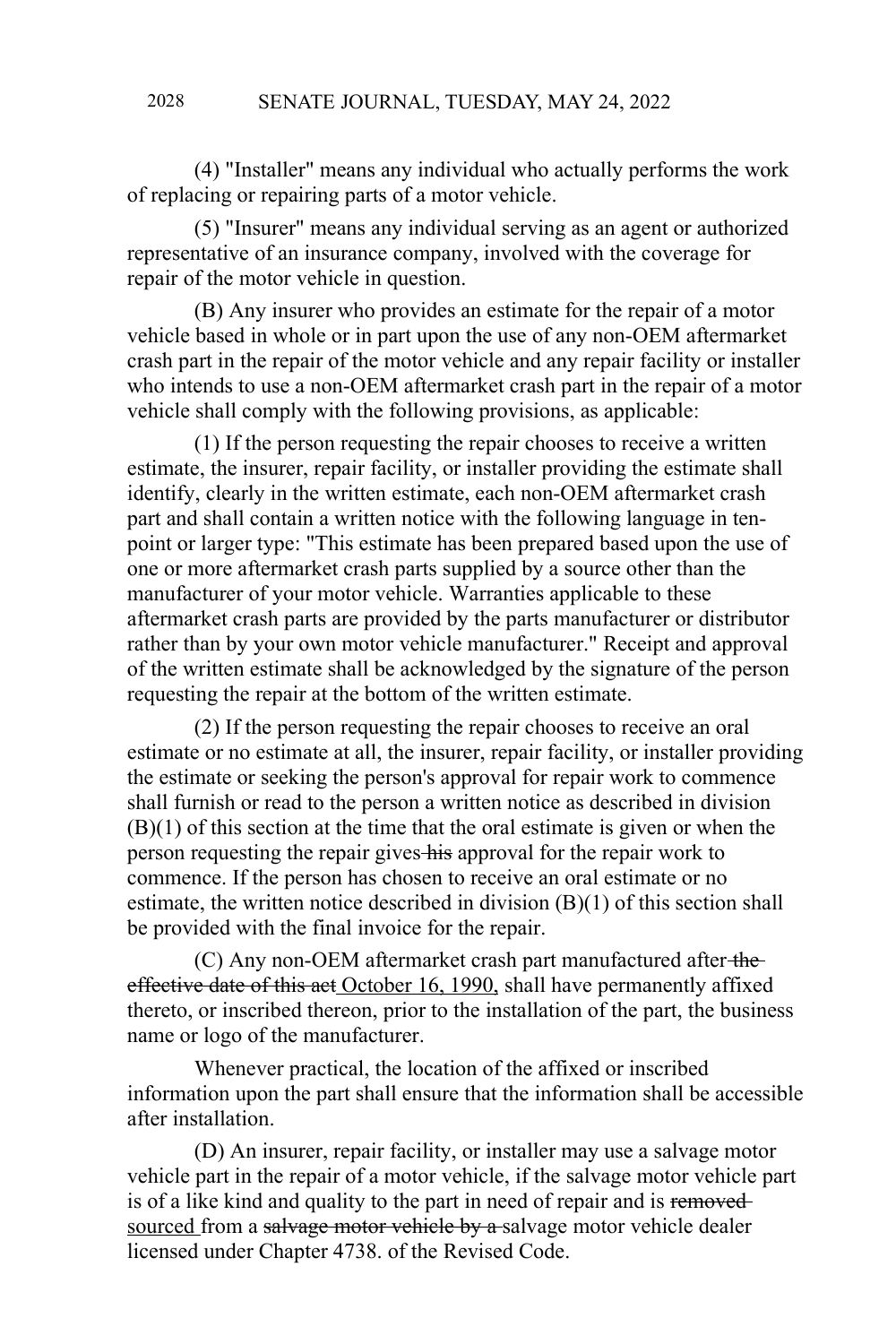(4) "Installer" means any individual who actually performs the work of replacing or repairing parts of a motor vehicle.

(5) "Insurer" means any individual serving as an agent or authorized representative of an insurance company, involved with the coverage for repair of the motor vehicle in question.

(B) Any insurer who provides an estimate for the repair of a motor vehicle based in whole or in part upon the use of any non-OEM aftermarket crash part in the repair of the motor vehicle and any repair facility or installer who intends to use a non-OEM aftermarket crash part in the repair of a motor vehicle shall comply with the following provisions, as applicable:

(1) If the person requesting the repair chooses to receive a written estimate, the insurer, repair facility, or installer providing the estimate shall identify, clearly in the written estimate, each non-OEM aftermarket crash part and shall contain a written notice with the following language in ten-point or larger type: "This estimate has been prepared based upon the use of one or more aftermarket crash parts supplied by a source other than the manufacturer of your motor vehicle. Warranties applicable to these aftermarket crash parts are provided by the parts manufacturer or distributor rather than by your own motor vehicle manufacturer." Receipt and approval of the written estimate shall be acknowledged by the signature of the person requesting the repair at the bottom of the written estimate.

(2) If the person requesting the repair chooses to receive an oral estimate or no estimate at all, the insurer, repair facility, or installer providing the estimate or seeking the person's approval for repair work to commence shall furnish or read to the person a written notice as described in division (B)(1) of this section at the time that the oral estimate is given or when the person requesting the repair gives ~~his~~ approval for the repair work to commence. If the person has chosen to receive an oral estimate or no estimate, the written notice described in division (B)(1) of this section shall be provided with the final invoice for the repair.

(C) Any non-OEM aftermarket crash part manufactured after ~~the effective date of this act~~ October 16, 1990, shall have permanently affixed thereto, or inscribed thereon, prior to the installation of the part, the business name or logo of the manufacturer.

Whenever practical, the location of the affixed or inscribed information upon the part shall ensure that the information shall be accessible after installation.

(D) An insurer, repair facility, or installer may use a salvage motor vehicle part in the repair of a motor vehicle, if the salvage motor vehicle part is of a like kind and quality to the part in need of repair and is ~~removed~~ sourced from a ~~salvage motor vehicle by a~~ salvage motor vehicle dealer licensed under Chapter 4738. of the Revised Code.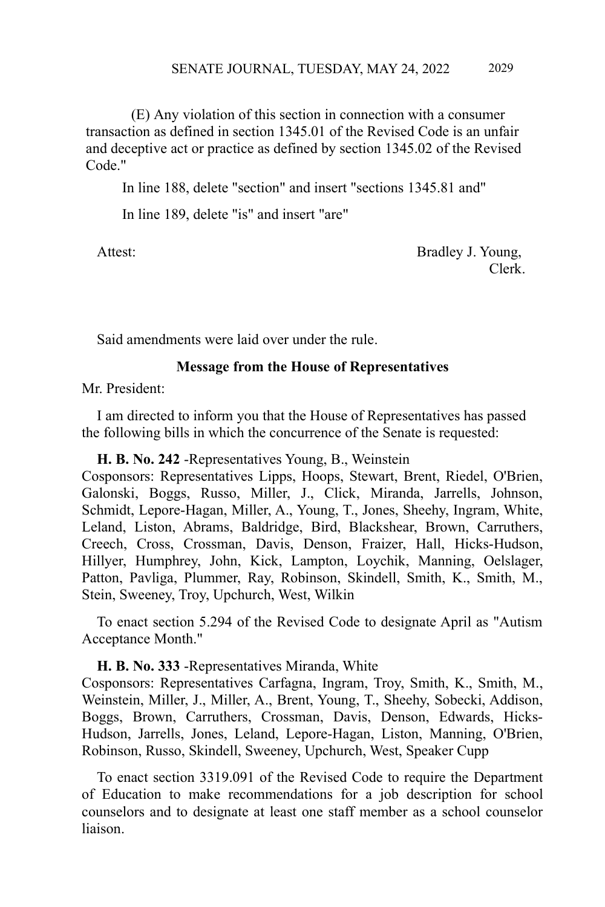(E) Any violation of this section in connection with a consumer transaction as defined in section 1345.01 of the Revised Code is an unfair and deceptive act or practice as defined by section 1345.02 of the Revised Code."

In line 188, delete "section" and insert "sections 1345.81 and"

In line 189, delete "is" and insert "are"

Attest: Bradley J. Young,
Clerk.

Said amendments were laid over under the rule.

**Message from the House of Representatives**

Mr. President:

I am directed to inform you that the House of Representatives has passed the following bills in which the concurrence of the Senate is requested:

**H. B. No. 242** -Representatives Young, B., Weinstein
Cosponsors: Representatives Lipps, Hoops, Stewart, Brent, Riedel, O'Brien, Galonski, Boggs, Russo, Miller, J., Click, Miranda, Jarrells, Johnson, Schmidt, Lepore-Hagan, Miller, A., Young, T., Jones, Sheehy, Ingram, White, Leland, Liston, Abrams, Baldridge, Bird, Blackshear, Brown, Carruthers, Creech, Cross, Crossman, Davis, Denson, Fraizer, Hall, Hicks-Hudson, Hillyer, Humphrey, John, Kick, Lampton, Loychik, Manning, Oelslager, Patton, Pavliga, Plummer, Ray, Robinson, Skindell, Smith, K., Smith, M., Stein, Sweeney, Troy, Upchurch, West, Wilkin

To enact section 5.294 of the Revised Code to designate April as "Autism Acceptance Month."

**H. B. No. 333** -Representatives Miranda, White
Cosponsors: Representatives Carfagna, Ingram, Troy, Smith, K., Smith, M., Weinstein, Miller, J., Miller, A., Brent, Young, T., Sheehy, Sobecki, Addison, Boggs, Brown, Carruthers, Crossman, Davis, Denson, Edwards, Hicks-Hudson, Jarrells, Jones, Leland, Lepore-Hagan, Liston, Manning, O'Brien, Robinson, Russo, Skindell, Sweeney, Upchurch, West, Speaker Cupp

To enact section 3319.091 of the Revised Code to require the Department of Education to make recommendations for a job description for school counselors and to designate at least one staff member as a school counselor liaison.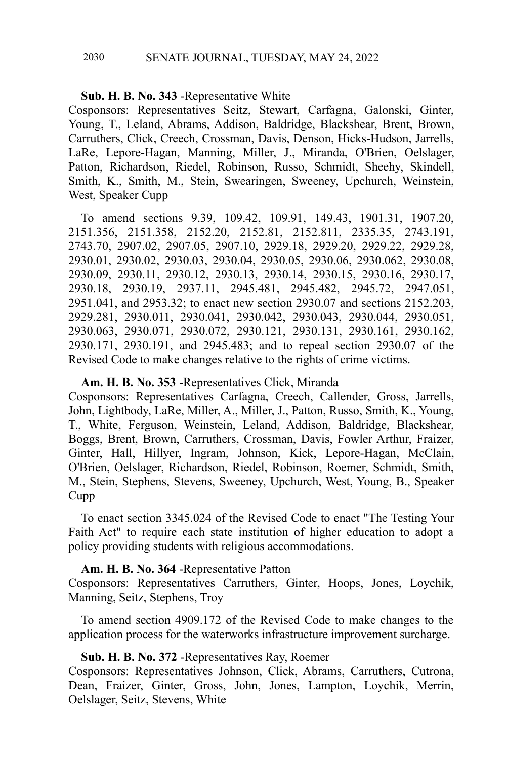**Sub. H. B. No. 343** -Representative White

Cosponsors: Representatives Seitz, Stewart, Carfagna, Galonski, Ginter, Young, T., Leland, Abrams, Addison, Baldridge, Blackshear, Brent, Brown, Carruthers, Click, Creech, Crossman, Davis, Denson, Hicks-Hudson, Jarrells, LaRe, Lepore-Hagan, Manning, Miller, J., Miranda, O'Brien, Oelslager, Patton, Richardson, Riedel, Robinson, Russo, Schmidt, Sheehy, Skindell, Smith, K., Smith, M., Stein, Swearingen, Sweeney, Upchurch, Weinstein, West, Speaker Cupp

To amend sections 9.39, 109.42, 109.91, 149.43, 1901.31, 1907.20, 2151.356, 2151.358, 2152.20, 2152.81, 2152.811, 2335.35, 2743.191, 2743.70, 2907.02, 2907.05, 2907.10, 2929.18, 2929.20, 2929.22, 2929.28, 2930.01, 2930.02, 2930.03, 2930.04, 2930.05, 2930.06, 2930.062, 2930.08, 2930.09, 2930.11, 2930.12, 2930.13, 2930.14, 2930.15, 2930.16, 2930.17, 2930.18, 2930.19, 2937.11, 2945.481, 2945.482, 2945.72, 2947.051, 2951.041, and 2953.32; to enact new section 2930.07 and sections 2152.203, 2929.281, 2930.011, 2930.041, 2930.042, 2930.043, 2930.044, 2930.051, 2930.063, 2930.071, 2930.072, 2930.121, 2930.131, 2930.161, 2930.162, 2930.171, 2930.191, and 2945.483; and to repeal section 2930.07 of the Revised Code to make changes relative to the rights of crime victims.

**Am. H. B. No. 353** -Representatives Click, Miranda

Cosponsors: Representatives Carfagna, Creech, Callender, Gross, Jarrells, John, Lightbody, LaRe, Miller, A., Miller, J., Patton, Russo, Smith, K., Young, T., White, Ferguson, Weinstein, Leland, Addison, Baldridge, Blackshear, Boggs, Brent, Brown, Carruthers, Crossman, Davis, Fowler Arthur, Fraizer, Ginter, Hall, Hillyer, Ingram, Johnson, Kick, Lepore-Hagan, McClain, O'Brien, Oelslager, Richardson, Riedel, Robinson, Roemer, Schmidt, Smith, M., Stein, Stephens, Stevens, Sweeney, Upchurch, West, Young, B., Speaker Cupp

To enact section 3345.024 of the Revised Code to enact "The Testing Your Faith Act" to require each state institution of higher education to adopt a policy providing students with religious accommodations.

**Am. H. B. No. 364** -Representative Patton

Cosponsors: Representatives Carruthers, Ginter, Hoops, Jones, Loychik, Manning, Seitz, Stephens, Troy

To amend section 4909.172 of the Revised Code to make changes to the application process for the waterworks infrastructure improvement surcharge.

**Sub. H. B. No. 372** -Representatives Ray, Roemer

Cosponsors: Representatives Johnson, Click, Abrams, Carruthers, Cutrona, Dean, Fraizer, Ginter, Gross, John, Jones, Lampton, Loychik, Merrin, Oelslager, Seitz, Stevens, White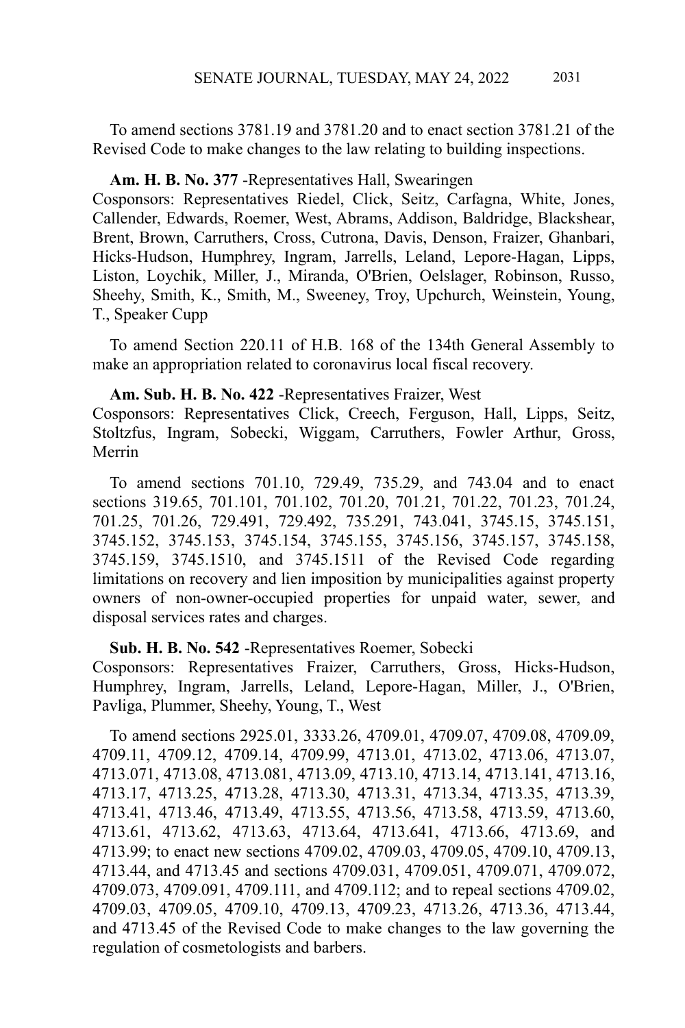To amend sections 3781.19 and 3781.20 and to enact section 3781.21 of the Revised Code to make changes to the law relating to building inspections.

**Am. H. B. No. 377** -Representatives Hall, Swearingen
Cosponsors: Representatives Riedel, Click, Seitz, Carfagna, White, Jones, Callender, Edwards, Roemer, West, Abrams, Addison, Baldridge, Blackshear, Brent, Brown, Carruthers, Cross, Cutrona, Davis, Denson, Fraizer, Ghanbari, Hicks-Hudson, Humphrey, Ingram, Jarrells, Leland, Lepore-Hagan, Lipps, Liston, Loychik, Miller, J., Miranda, O'Brien, Oelslager, Robinson, Russo, Sheehy, Smith, K., Smith, M., Sweeney, Troy, Upchurch, Weinstein, Young, T., Speaker Cupp

To amend Section 220.11 of H.B. 168 of the 134th General Assembly to make an appropriation related to coronavirus local fiscal recovery.

**Am. Sub. H. B. No. 422** -Representatives Fraizer, West
Cosponsors: Representatives Click, Creech, Ferguson, Hall, Lipps, Seitz, Stoltzfus, Ingram, Sobecki, Wiggam, Carruthers, Fowler Arthur, Gross, Merrin

To amend sections 701.10, 729.49, 735.29, and 743.04 and to enact sections 319.65, 701.101, 701.102, 701.20, 701.21, 701.22, 701.23, 701.24, 701.25, 701.26, 729.491, 729.492, 735.291, 743.041, 3745.15, 3745.151, 3745.152, 3745.153, 3745.154, 3745.155, 3745.156, 3745.157, 3745.158, 3745.159, 3745.1510, and 3745.1511 of the Revised Code regarding limitations on recovery and lien imposition by municipalities against property owners of non-owner-occupied properties for unpaid water, sewer, and disposal services rates and charges.

**Sub. H. B. No. 542** -Representatives Roemer, Sobecki
Cosponsors: Representatives Fraizer, Carruthers, Gross, Hicks-Hudson, Humphrey, Ingram, Jarrells, Leland, Lepore-Hagan, Miller, J., O'Brien, Pavliga, Plummer, Sheehy, Young, T., West

To amend sections 2925.01, 3333.26, 4709.01, 4709.07, 4709.08, 4709.09, 4709.11, 4709.12, 4709.14, 4709.99, 4713.01, 4713.02, 4713.06, 4713.07, 4713.071, 4713.08, 4713.081, 4713.09, 4713.10, 4713.14, 4713.141, 4713.16, 4713.17, 4713.25, 4713.28, 4713.30, 4713.31, 4713.34, 4713.35, 4713.39, 4713.41, 4713.46, 4713.49, 4713.55, 4713.56, 4713.58, 4713.59, 4713.60, 4713.61, 4713.62, 4713.63, 4713.64, 4713.641, 4713.66, 4713.69, and 4713.99; to enact new sections 4709.02, 4709.03, 4709.05, 4709.10, 4709.13, 4713.44, and 4713.45 and sections 4709.031, 4709.051, 4709.071, 4709.072, 4709.073, 4709.091, 4709.111, and 4709.112; and to repeal sections 4709.02, 4709.03, 4709.05, 4709.10, 4709.13, 4709.23, 4713.26, 4713.36, 4713.44, and 4713.45 of the Revised Code to make changes to the law governing the regulation of cosmetologists and barbers.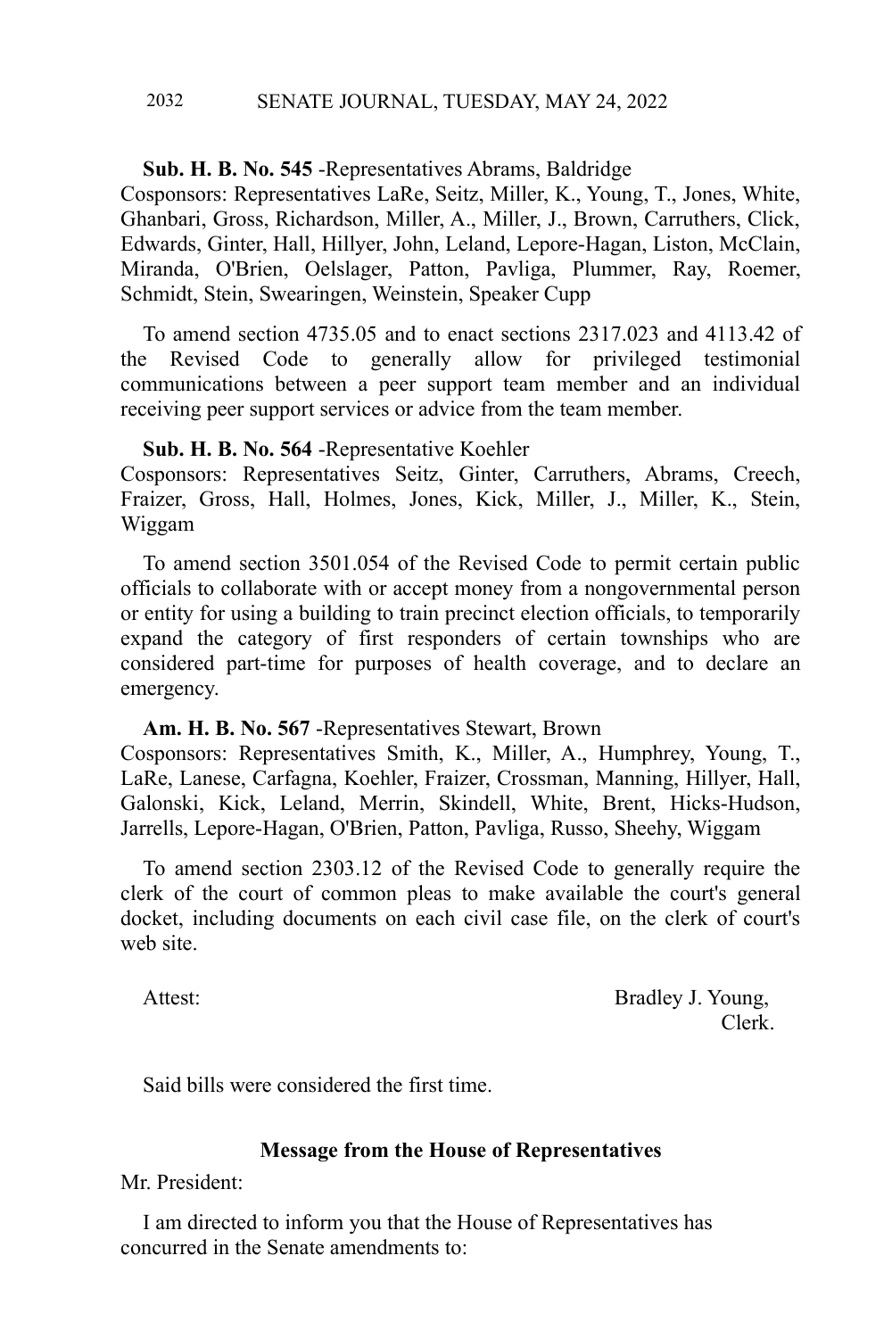**Sub. H. B. No. 545** -Representatives Abrams, Baldridge
Cosponsors: Representatives LaRe, Seitz, Miller, K., Young, T., Jones, White, Ghanbari, Gross, Richardson, Miller, A., Miller, J., Brown, Carruthers, Click, Edwards, Ginter, Hall, Hillyer, John, Leland, Lepore-Hagan, Liston, McClain, Miranda, O'Brien, Oelslager, Patton, Pavliga, Plummer, Ray, Roemer, Schmidt, Stein, Swearingen, Weinstein, Speaker Cupp

To amend section 4735.05 and to enact sections 2317.023 and 4113.42 of the Revised Code to generally allow for privileged testimonial communications between a peer support team member and an individual receiving peer support services or advice from the team member.

**Sub. H. B. No. 564** -Representative Koehler
Cosponsors: Representatives Seitz, Ginter, Carruthers, Abrams, Creech, Fraizer, Gross, Hall, Holmes, Jones, Kick, Miller, J., Miller, K., Stein, Wiggam

To amend section 3501.054 of the Revised Code to permit certain public officials to collaborate with or accept money from a nongovernmental person or entity for using a building to train precinct election officials, to temporarily expand the category of first responders of certain townships who are considered part-time for purposes of health coverage, and to declare an emergency.

**Am. H. B. No. 567** -Representatives Stewart, Brown
Cosponsors: Representatives Smith, K., Miller, A., Humphrey, Young, T., LaRe, Lanese, Carfagna, Koehler, Fraizer, Crossman, Manning, Hillyer, Hall, Galonski, Kick, Leland, Merrin, Skindell, White, Brent, Hicks-Hudson, Jarrells, Lepore-Hagan, O'Brien, Patton, Pavliga, Russo, Sheehy, Wiggam

To amend section 2303.12 of the Revised Code to generally require the clerk of the court of common pleas to make available the court's general docket, including documents on each civil case file, on the clerk of court's web site.

Attest: Bradley J. Young,
Clerk.

Said bills were considered the first time.

**Message from the House of Representatives**

Mr. President:

I am directed to inform you that the House of Representatives has concurred in the Senate amendments to: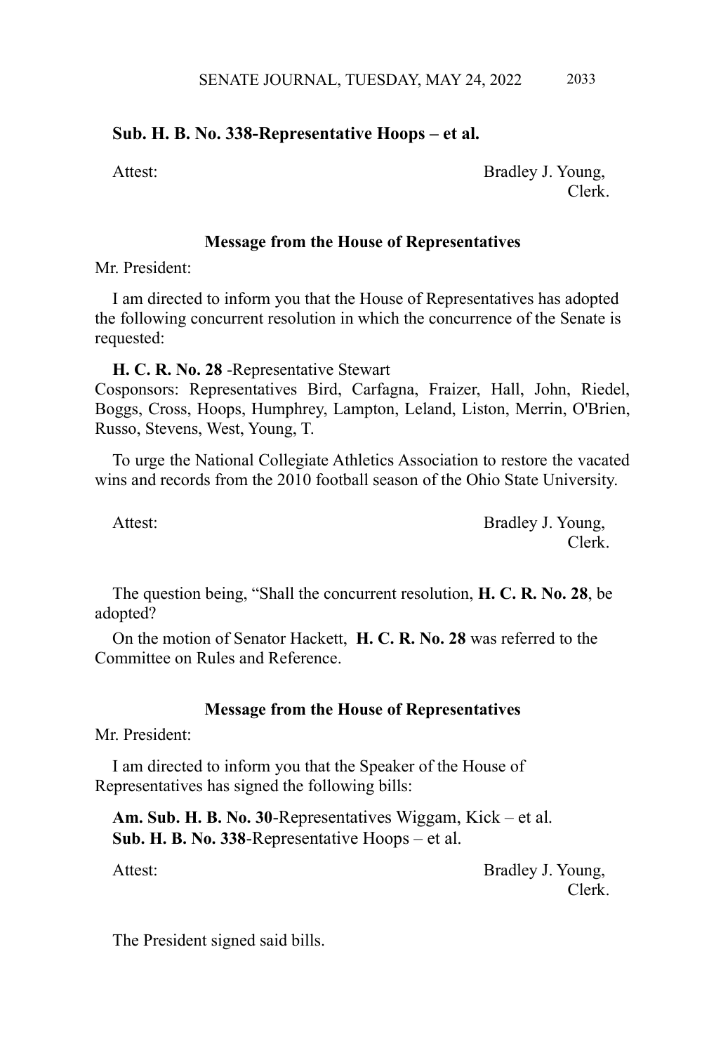**Sub. H. B. No. 338-Representative Hoops – et al.**

Attest: Bradley J. Young,
Clerk.

### Message from the House of Representatives

Mr. President:

I am directed to inform you that the House of Representatives has adopted the following concurrent resolution in which the concurrence of the Senate is requested:

**H. C. R. No. 28** -Representative Stewart
Cosponsors: Representatives Bird, Carfagna, Fraizer, Hall, John, Riedel, Boggs, Cross, Hoops, Humphrey, Lampton, Leland, Liston, Merrin, O'Brien, Russo, Stevens, West, Young, T.

To urge the National Collegiate Athletics Association to restore the vacated wins and records from the 2010 football season of the Ohio State University.

Attest: Bradley J. Young,
Clerk.

The question being, "Shall the concurrent resolution, **H. C. R. No. 28**, be adopted?

On the motion of Senator Hackett, **H. C. R. No. 28** was referred to the Committee on Rules and Reference.

### Message from the House of Representatives

Mr. President:

I am directed to inform you that the Speaker of the House of Representatives has signed the following bills:

**Am. Sub. H. B. No. 30**-Representatives Wiggam, Kick – et al.
**Sub. H. B. No. 338**-Representative Hoops – et al.

Attest: Bradley J. Young,
Clerk.

The President signed said bills.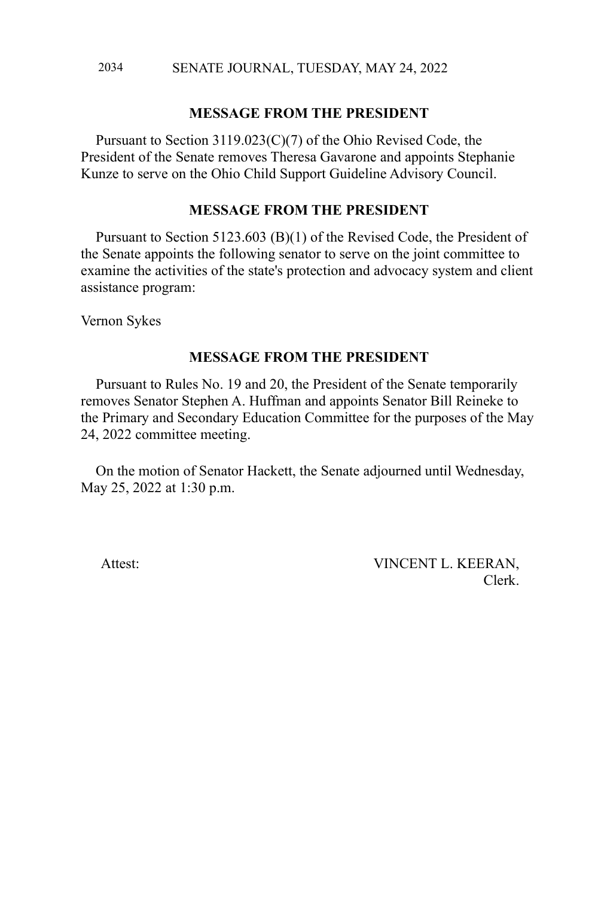## MESSAGE FROM THE PRESIDENT

Pursuant to Section 3119.023(C)(7) of the Ohio Revised Code, the President of the Senate removes Theresa Gavarone and appoints Stephanie Kunze to serve on the Ohio Child Support Guideline Advisory Council.

## MESSAGE FROM THE PRESIDENT

Pursuant to Section 5123.603 (B)(1) of the Revised Code, the President of the Senate appoints the following senator to serve on the joint committee to examine the activities of the state's protection and advocacy system and client assistance program:

Vernon Sykes

## MESSAGE FROM THE PRESIDENT

Pursuant to Rules No. 19 and 20, the President of the Senate temporarily removes Senator Stephen A. Huffman and appoints Senator Bill Reineke to the Primary and Secondary Education Committee for the purposes of the May 24, 2022 committee meeting.

On the motion of Senator Hackett, the Senate adjourned until Wednesday, May 25, 2022 at 1:30 p.m.

Attest: VINCENT L. KEERAN,
Clerk.